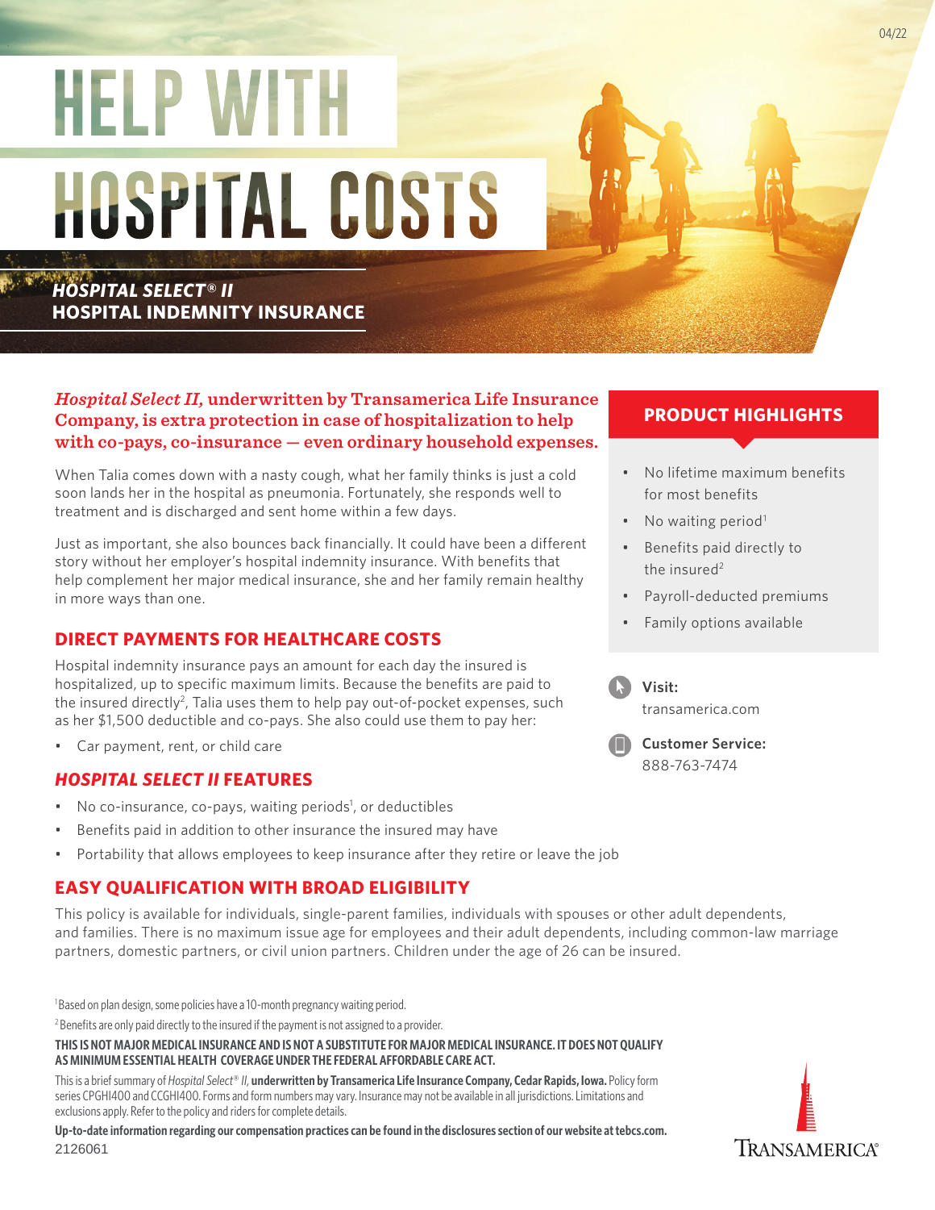04/22

# HELP WITH HOSPITAL COSTS

***HOSPITAL SELECT® II***
**HOSPITAL INDEMNITY INSURANCE**

***Hospital Select II,* underwritten by Transamerica Life Insurance Company, is extra protection in case of hospitalization to help with co-pays, co-insurance — even ordinary household expenses.**

When Talia comes down with a nasty cough, what her family thinks is just a cold soon lands her in the hospital as pneumonia. Fortunately, she responds well to treatment and is discharged and sent home within a few days.

Just as important, she also bounces back financially. It could have been a different story without her employer's hospital indemnity insurance. With benefits that help complement her major medical insurance, she and her family remain healthy in more ways than one.

## DIRECT PAYMENTS FOR HEALTHCARE COSTS

Hospital indemnity insurance pays an amount for each day the insured is hospitalized, up to specific maximum limits. Because the benefits are paid to the insured directly[2], Talia uses them to help pay out-of-pocket expenses, such as her $1,500 deductible and co-pays. She also could use them to pay her:

- Car payment, rent, or child care

## *HOSPITAL SELECT II* FEATURES

- No co-insurance, co-pays, waiting periods[1], or deductibles
- Benefits paid in addition to other insurance the insured may have
- Portability that allows employees to keep insurance after they retire or leave the job

## EASY QUALIFICATION WITH BROAD ELIGIBILITY

This policy is available for individuals, single-parent families, individuals with spouses or other adult dependents, and families. There is no maximum issue age for employees and their adult dependents, including common-law marriage partners, domestic partners, or civil union partners. Children under the age of 26 can be insured.

## PRODUCT HIGHLIGHTS

- No lifetime maximum benefits for most benefits
- No waiting period[1]
- Benefits paid directly to the insured[2]
- Payroll-deducted premiums
- Family options available

**Visit:**
transamerica.com

**Customer Service:**
888-763-7474

[1]Based on plan design, some policies have a 10-month pregnancy waiting period.

[2]Benefits are only paid directly to the insured if the payment is not assigned to a provider.

**THIS IS NOT MAJOR MEDICAL INSURANCE AND IS NOT A SUBSTITUTE FOR MAJOR MEDICAL INSURANCE. IT DOES NOT QUALIFY AS MINIMUM ESSENTIAL HEALTH COVERAGE UNDER THE FEDERAL AFFORDABLE CARE ACT.**

This is a brief summary of *Hospital Select® II,* **underwritten by Transamerica Life Insurance Company, Cedar Rapids, Iowa.** Policy form series CPGHI400 and CCGHI400. Forms and form numbers may vary. Insurance may not be available in all jurisdictions. Limitations and exclusions apply. Refer to the policy and riders for complete details.

**Up-to-date information regarding our compensation practices can be found in the disclosures section of our website at tebcs.com.**

2126061

TRANSAMERICA®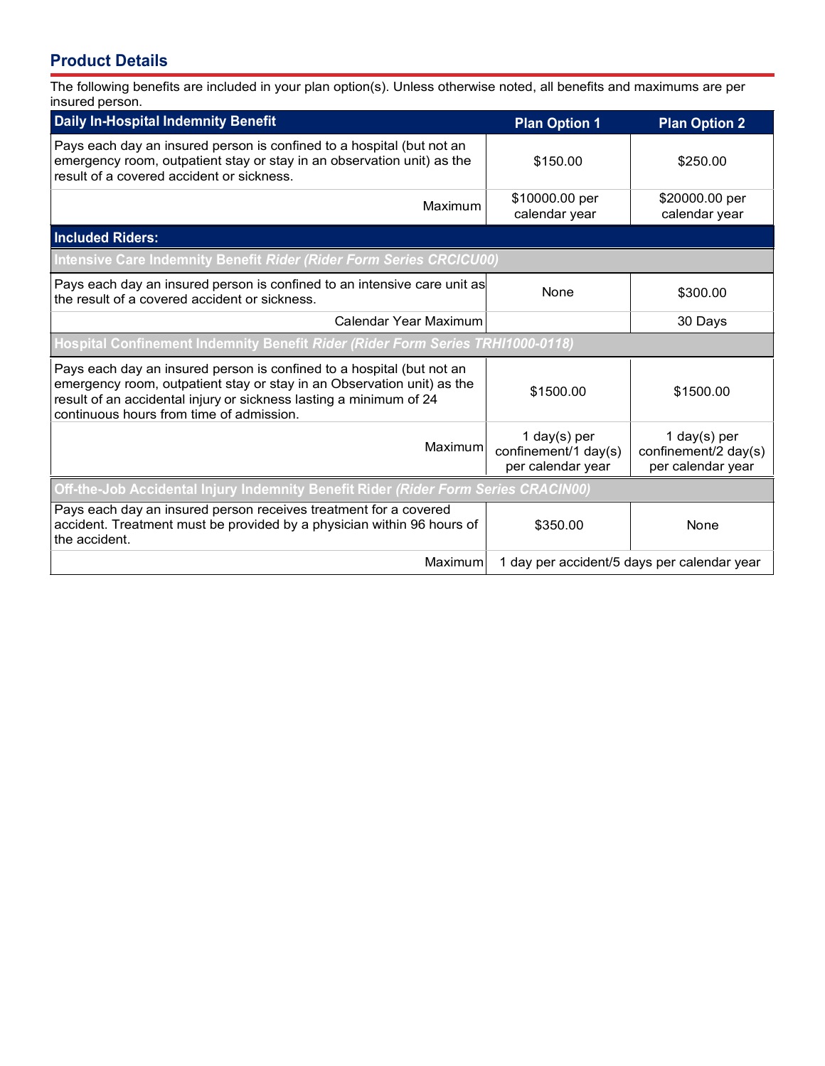## Product Details

The following benefits are included in your plan option(s). Unless otherwise noted, all benefits and maximums are per insured person.

| Daily In-Hospital Indemnity Benefit | Plan Option 1 | Plan Option 2 |
|---|---|---|
| Pays each day an insured person is confined to a hospital (but not an emergency room, outpatient stay or stay in an observation unit) as the result of a covered accident or sickness. | $150.00 | $250.00 |
| Maximum | $10000.00 per calendar year | $20000.00 per calendar year |
| **Included Riders:** | | |
| **Intensive Care Indemnity Benefit *Rider (Rider Form Series CRCICU00)*** | | |
| Pays each day an insured person is confined to an intensive care unit as the result of a covered accident or sickness. | None | $300.00 |
| Calendar Year Maximum | | 30 Days |
| **Hospital Confinement Indemnity Benefit *Rider (Rider Form Series TRHI1000-0118)*** | | |
| Pays each day an insured person is confined to a hospital (but not an emergency room, outpatient stay or stay in an Observation unit) as the result of an accidental injury or sickness lasting a minimum of 24 continuous hours from time of admission. | $1500.00 | $1500.00 |
| Maximum | 1 day(s) per confinement/1 day(s) per calendar year | 1 day(s) per confinement/2 day(s) per calendar year |
| **Off-the-Job Accidental Injury Indemnity Benefit Rider *(Rider Form Series CRACIN00)*** | | |
| Pays each day an insured person receives treatment for a covered accident. Treatment must be provided by a physician within 96 hours of the accident. | $350.00 | None |
| Maximum | 1 day per accident/5 days per calendar year | |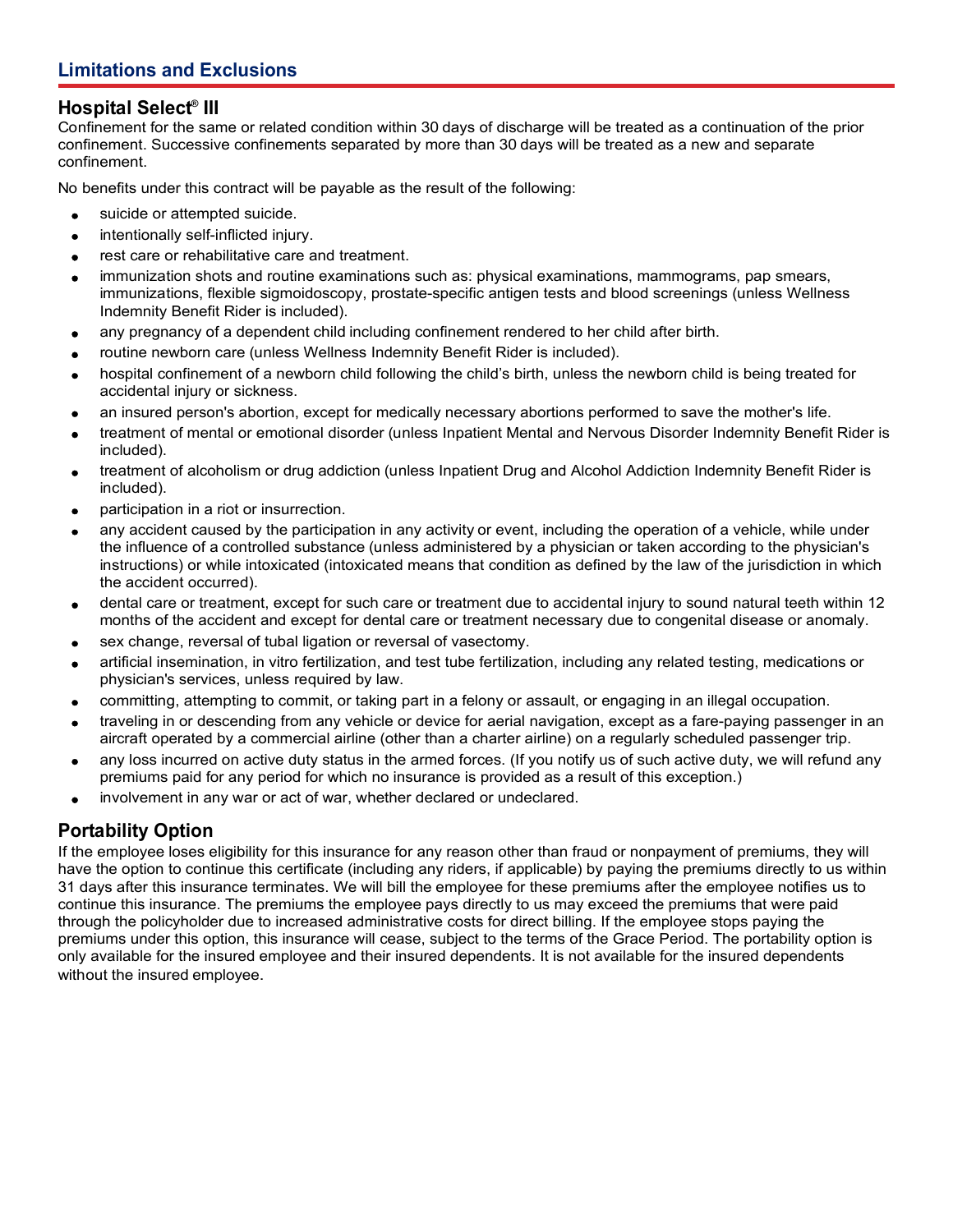## Limitations and Exclusions

### Hospital Select® III

Confinement for the same or related condition within 30 days of discharge will be treated as a continuation of the prior confinement. Successive confinements separated by more than 30 days will be treated as a new and separate confinement.

No benefits under this contract will be payable as the result of the following:

- suicide or attempted suicide.
- intentionally self-inflicted injury.
- rest care or rehabilitative care and treatment.
- immunization shots and routine examinations such as: physical examinations, mammograms, pap smears, immunizations, flexible sigmoidoscopy, prostate-specific antigen tests and blood screenings (unless Wellness Indemnity Benefit Rider is included).
- any pregnancy of a dependent child including confinement rendered to her child after birth.
- routine newborn care (unless Wellness Indemnity Benefit Rider is included).
- hospital confinement of a newborn child following the child's birth, unless the newborn child is being treated for accidental injury or sickness.
- an insured person's abortion, except for medically necessary abortions performed to save the mother's life.
- treatment of mental or emotional disorder (unless Inpatient Mental and Nervous Disorder Indemnity Benefit Rider is included).
- treatment of alcoholism or drug addiction (unless Inpatient Drug and Alcohol Addiction Indemnity Benefit Rider is included).
- participation in a riot or insurrection.
- any accident caused by the participation in any activity or event, including the operation of a vehicle, while under the influence of a controlled substance (unless administered by a physician or taken according to the physician's instructions) or while intoxicated (intoxicated means that condition as defined by the law of the jurisdiction in which the accident occurred).
- dental care or treatment, except for such care or treatment due to accidental injury to sound natural teeth within 12 months of the accident and except for dental care or treatment necessary due to congenital disease or anomaly.
- sex change, reversal of tubal ligation or reversal of vasectomy.
- artificial insemination, in vitro fertilization, and test tube fertilization, including any related testing, medications or physician's services, unless required by law.
- committing, attempting to commit, or taking part in a felony or assault, or engaging in an illegal occupation.
- traveling in or descending from any vehicle or device for aerial navigation, except as a fare-paying passenger in an aircraft operated by a commercial airline (other than a charter airline) on a regularly scheduled passenger trip.
- any loss incurred on active duty status in the armed forces. (If you notify us of such active duty, we will refund any premiums paid for any period for which no insurance is provided as a result of this exception.)
- involvement in any war or act of war, whether declared or undeclared.

### Portability Option

If the employee loses eligibility for this insurance for any reason other than fraud or nonpayment of premiums, they will have the option to continue this certificate (including any riders, if applicable) by paying the premiums directly to us within 31 days after this insurance terminates. We will bill the employee for these premiums after the employee notifies us to continue this insurance. The premiums the employee pays directly to us may exceed the premiums that were paid through the policyholder due to increased administrative costs for direct billing. If the employee stops paying the premiums under this option, this insurance will cease, subject to the terms of the Grace Period. The portability option is only available for the insured employee and their insured dependents. It is not available for the insured dependents without the insured employee.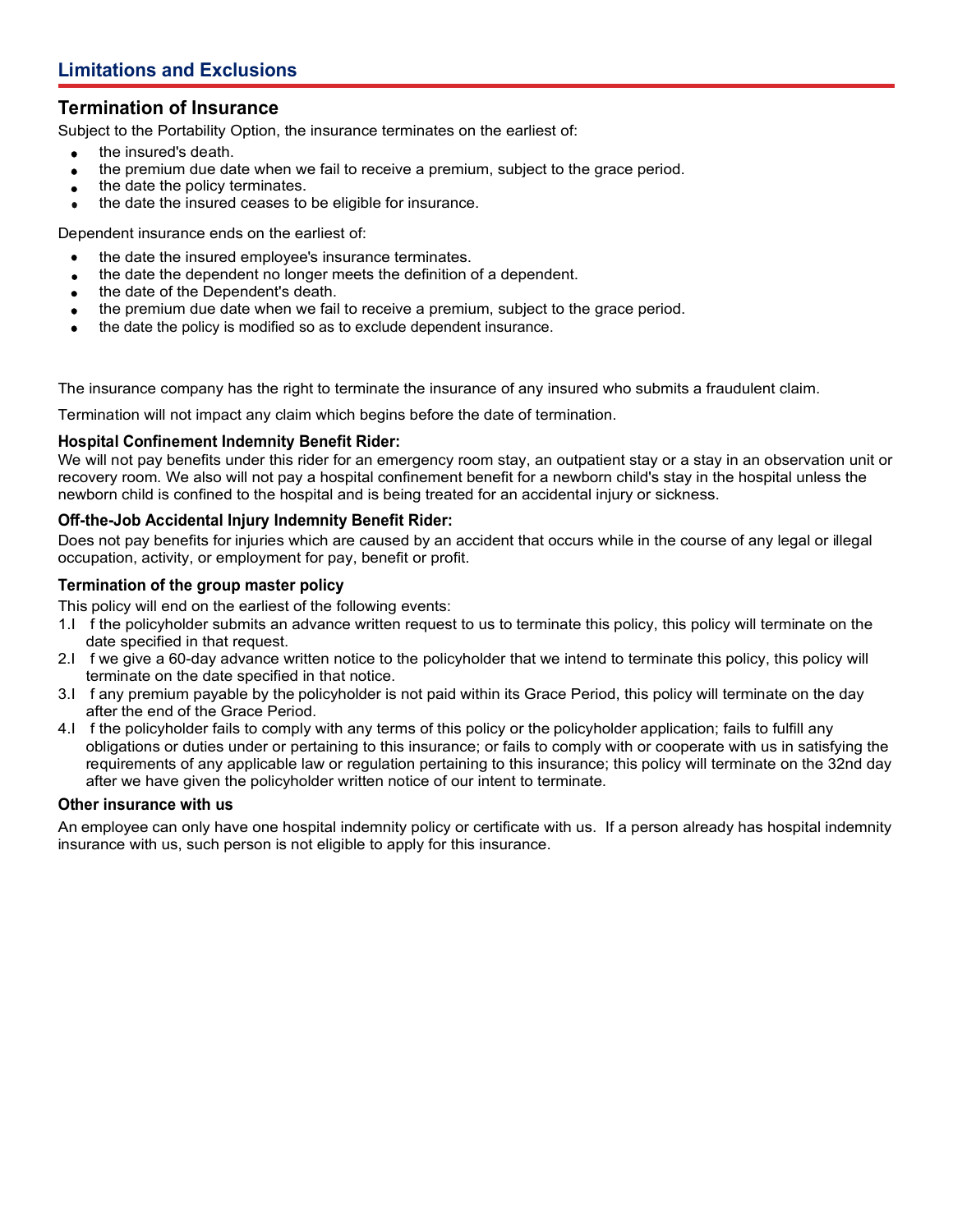## Limitations and Exclusions

### Termination of Insurance

Subject to the Portability Option, the insurance terminates on the earliest of:

- the insured's death.
- the premium due date when we fail to receive a premium, subject to the grace period.
- the date the policy terminates.
- the date the insured ceases to be eligible for insurance.

Dependent insurance ends on the earliest of:

- the date the insured employee's insurance terminates.
- the date the dependent no longer meets the definition of a dependent.
- the date of the Dependent's death.
- the premium due date when we fail to receive a premium, subject to the grace period.
- the date the policy is modified so as to exclude dependent insurance.

The insurance company has the right to terminate the insurance of any insured who submits a fraudulent claim.

Termination will not impact any claim which begins before the date of termination.

**Hospital Confinement Indemnity Benefit Rider:**
We will not pay benefits under this rider for an emergency room stay, an outpatient stay or a stay in an observation unit or recovery room. We also will not pay a hospital confinement benefit for a newborn child's stay in the hospital unless the newborn child is confined to the hospital and is being treated for an accidental injury or sickness.

**Off-the-Job Accidental Injury Indemnity Benefit Rider:**
Does not pay benefits for injuries which are caused by an accident that occurs while in the course of any legal or illegal occupation, activity, or employment for pay, benefit or profit.

**Termination of the group master policy**

This policy will end on the earliest of the following events:

1. If the policyholder submits an advance written request to us to terminate this policy, this policy will terminate on the date specified in that request.
2. If we give a 60-day advance written notice to the policyholder that we intend to terminate this policy, this policy will terminate on the date specified in that notice.
3. If any premium payable by the policyholder is not paid within its Grace Period, this policy will terminate on the day after the end of the Grace Period.
4. If the policyholder fails to comply with any terms of this policy or the policyholder application; fails to fulfill any obligations or duties under or pertaining to this insurance; or fails to comply with or cooperate with us in satisfying the requirements of any applicable law or regulation pertaining to this insurance; this policy will terminate on the 32nd day after we have given the policyholder written notice of our intent to terminate.

**Other insurance with us**

An employee can only have one hospital indemnity policy or certificate with us. If a person already has hospital indemnity insurance with us, such person is not eligible to apply for this insurance.